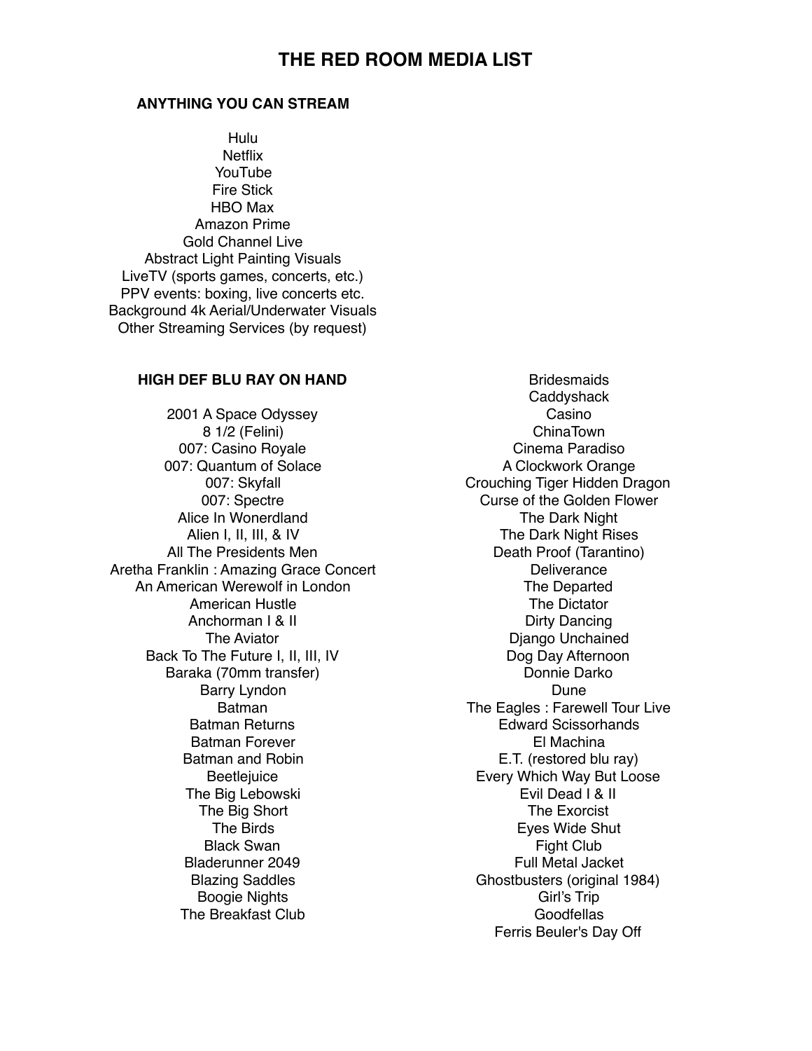# THE RED ROOM MEDIA LIST

### ANYTHING YOU CAN STREAM

Hulu
Netflix
YouTube
Fire Stick
HBO Max
Amazon Prime
Gold Channel Live
Abstract Light Painting Visuals
LiveTV (sports games, concerts, etc.)
PPV events: boxing, live concerts etc.
Background 4k Aerial/Underwater Visuals
Other Streaming Services (by request)

### HIGH DEF BLU RAY ON HAND

2001 A Space Odyssey
8 1/2 (Felini)
007: Casino Royale
007: Quantum of Solace
007: Skyfall
007: Spectre
Alice In Wonerdland
Alien I, II, III, & IV
All The Presidents Men
Aretha Franklin : Amazing Grace Concert
An American Werewolf in London
American Hustle
Anchorman I & II
The Aviator
Back To The Future I, II, III, IV
Baraka (70mm transfer)
Barry Lyndon
Batman
Batman Returns
Batman Forever
Batman and Robin
Beetlejuice
The Big Lebowski
The Big Short
The Birds
Black Swan
Bladerunner 2049
Blazing Saddles
Boogie Nights
The Breakfast Club
Bridesmaids
Caddyshack
Casino
ChinaTown
Cinema Paradiso
A Clockwork Orange
Crouching Tiger Hidden Dragon
Curse of the Golden Flower
The Dark Night
The Dark Night Rises
Death Proof (Tarantino)
Deliverance
The Departed
The Dictator
Dirty Dancing
Django Unchained
Dog Day Afternoon
Donnie Darko
Dune
The Eagles : Farewell Tour Live
Edward Scissorhands
El Machina
E.T. (restored blu ray)
Every Which Way But Loose
Evil Dead I & II
The Exorcist
Eyes Wide Shut
Fight Club
Full Metal Jacket
Ghostbusters (original 1984)
Girl's Trip
Goodfellas
Ferris Beuler's Day Off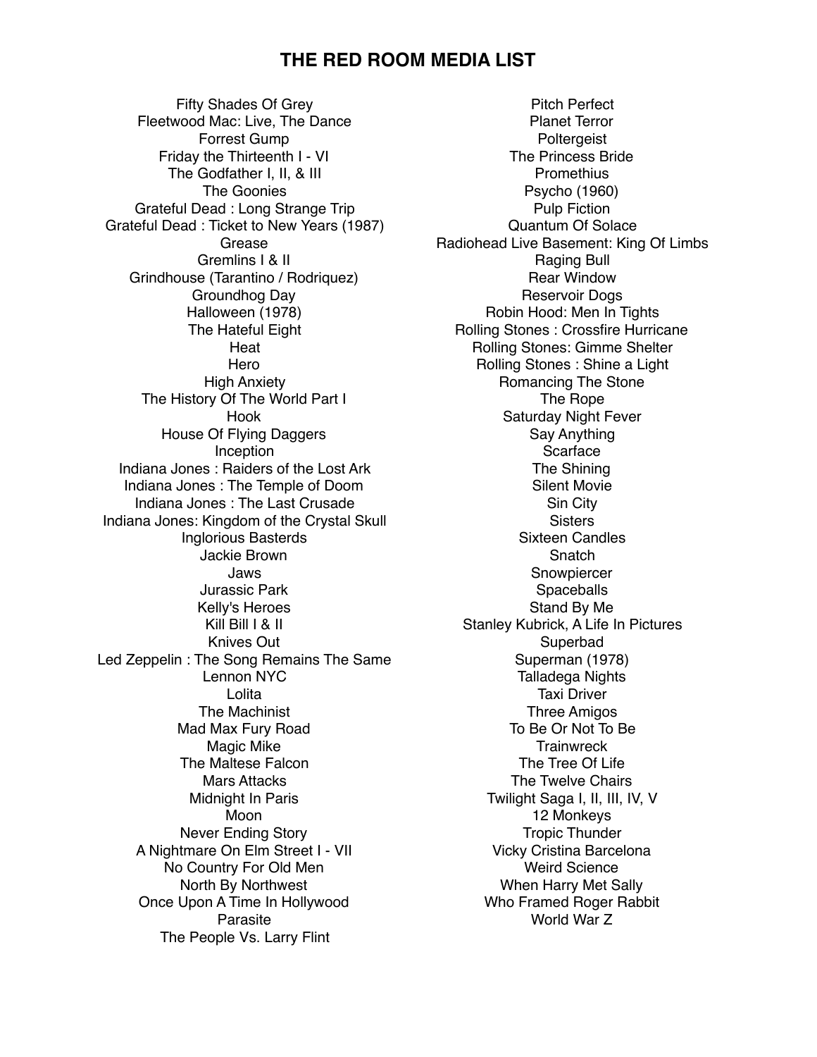# THE RED ROOM MEDIA LIST

Fifty Shades Of Grey
Fleetwood Mac: Live, The Dance
Forrest Gump
Friday the Thirteenth I - VI
The Godfather I, II, & III
The Goonies
Grateful Dead : Long Strange Trip
Grateful Dead : Ticket to New Years (1987)
Grease
Gremlins I & II
Grindhouse (Tarantino / Rodriquez)
Groundhog Day
Halloween (1978)
The Hateful Eight
Heat
Hero
High Anxiety
The History Of The World Part I
Hook
House Of Flying Daggers
Inception
Indiana Jones : Raiders of the Lost Ark
Indiana Jones : The Temple of Doom
Indiana Jones : The Last Crusade
Indiana Jones: Kingdom of the Crystal Skull
Inglorious Basterds
Jackie Brown
Jaws
Jurassic Park
Kelly's Heroes
Kill Bill I & II
Knives Out
Led Zeppelin : The Song Remains The Same
Lennon NYC
Lolita
The Machinist
Mad Max Fury Road
Magic Mike
The Maltese Falcon
Mars Attacks
Midnight In Paris
Moon
Never Ending Story
A Nightmare On Elm Street I - VII
No Country For Old Men
North By Northwest
Once Upon A Time In Hollywood
Parasite
The People Vs. Larry Flint
Pitch Perfect
Planet Terror
Poltergeist
The Princess Bride
Promethius
Psycho (1960)
Pulp Fiction
Quantum Of Solace
Radiohead Live Basement: King Of Limbs
Raging Bull
Rear Window
Reservoir Dogs
Robin Hood: Men In Tights
Rolling Stones : Crossfire Hurricane
Rolling Stones: Gimme Shelter
Rolling Stones : Shine a Light
Romancing The Stone
The Rope
Saturday Night Fever
Say Anything
Scarface
The Shining
Silent Movie
Sin City
Sisters
Sixteen Candles
Snatch
Snowpiercer
Spaceballs
Stand By Me
Stanley Kubrick, A Life In Pictures
Superbad
Superman (1978)
Talladega Nights
Taxi Driver
Three Amigos
To Be Or Not To Be
Trainwreck
The Tree Of Life
The Twelve Chairs
Twilight Saga I, II, III, IV, V
12 Monkeys
Tropic Thunder
Vicky Cristina Barcelona
Weird Science
When Harry Met Sally
Who Framed Roger Rabbit
World War Z